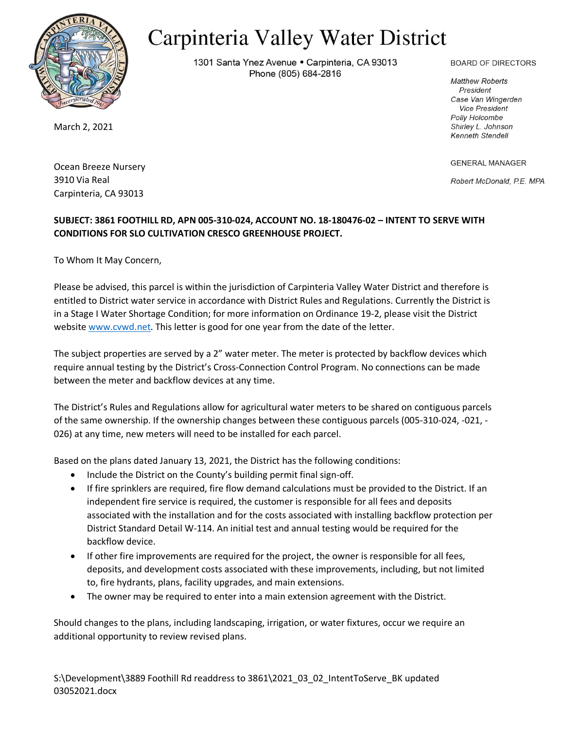# Carpinteria Valley Water District

1301 Santa Ynez Avenue • Carpinteria, CA 93013
Phone (805) 684-2816

BOARD OF DIRECTORS

*Matthew Roberts*
*President*
*Case Van Wingerden*
*Vice President*
*Polly Holcombe*
*Shirley L. Johnson*
*Kenneth Stendell*

GENERAL MANAGER

*Robert McDonald, P.E. MPA*

March 2, 2021

Ocean Breeze Nursery
3910 Via Real
Carpinteria, CA 93013

**SUBJECT: 3861 FOOTHILL RD, APN 005-310-024, ACCOUNT NO. 18-180476-02 – INTENT TO SERVE WITH CONDITIONS FOR SLO CULTIVATION CRESCO GREENHOUSE PROJECT.**

To Whom It May Concern,

Please be advised, this parcel is within the jurisdiction of Carpinteria Valley Water District and therefore is entitled to District water service in accordance with District Rules and Regulations. Currently the District is in a Stage I Water Shortage Condition; for more information on Ordinance 19-2, please visit the District website www.cvwd.net. This letter is good for one year from the date of the letter.

The subject properties are served by a 2" water meter. The meter is protected by backflow devices which require annual testing by the District's Cross-Connection Control Program. No connections can be made between the meter and backflow devices at any time.

The District's Rules and Regulations allow for agricultural water meters to be shared on contiguous parcels of the same ownership. If the ownership changes between these contiguous parcels (005-310-024, -021, -026) at any time, new meters will need to be installed for each parcel.

Based on the plans dated January 13, 2021, the District has the following conditions:

- Include the District on the County's building permit final sign-off.
- If fire sprinklers are required, fire flow demand calculations must be provided to the District. If an independent fire service is required, the customer is responsible for all fees and deposits associated with the installation and for the costs associated with installing backflow protection per District Standard Detail W-114. An initial test and annual testing would be required for the backflow device.
- If other fire improvements are required for the project, the owner is responsible for all fees, deposits, and development costs associated with these improvements, including, but not limited to, fire hydrants, plans, facility upgrades, and main extensions.
- The owner may be required to enter into a main extension agreement with the District.

Should changes to the plans, including landscaping, irrigation, or water fixtures, occur we require an additional opportunity to review revised plans.

S:\Development\3889 Foothill Rd readdress to 3861\2021_03_02_IntentToServe_BK updated 03052021.docx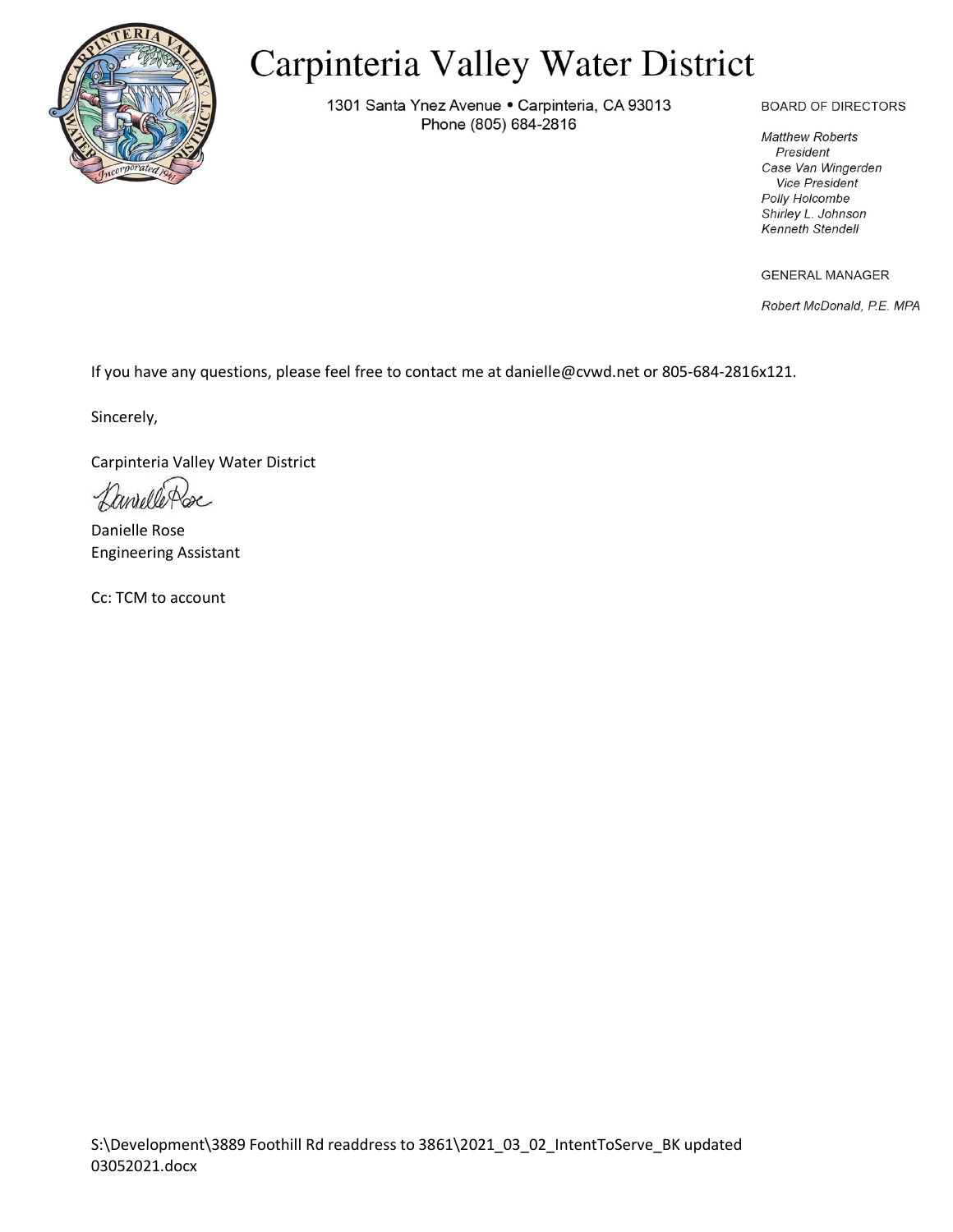# Carpinteria Valley Water District

1301 Santa Ynez Avenue • Carpinteria, CA 93013
Phone (805) 684-2816

BOARD OF DIRECTORS

*Matthew Roberts*
*President*
*Case Van Wingerden*
*Vice President*
*Polly Holcombe*
*Shirley L. Johnson*
*Kenneth Stendell*

GENERAL MANAGER

*Robert McDonald, P.E. MPA*

If you have any questions, please feel free to contact me at danielle@cvwd.net or 805-684-2816x121.

Sincerely,

Carpinteria Valley Water District

Danielle Rose
Engineering Assistant

Cc: TCM to account

S:\Development\3889 Foothill Rd readdress to 3861\2021_03_02_IntentToServe_BK updated 03052021.docx